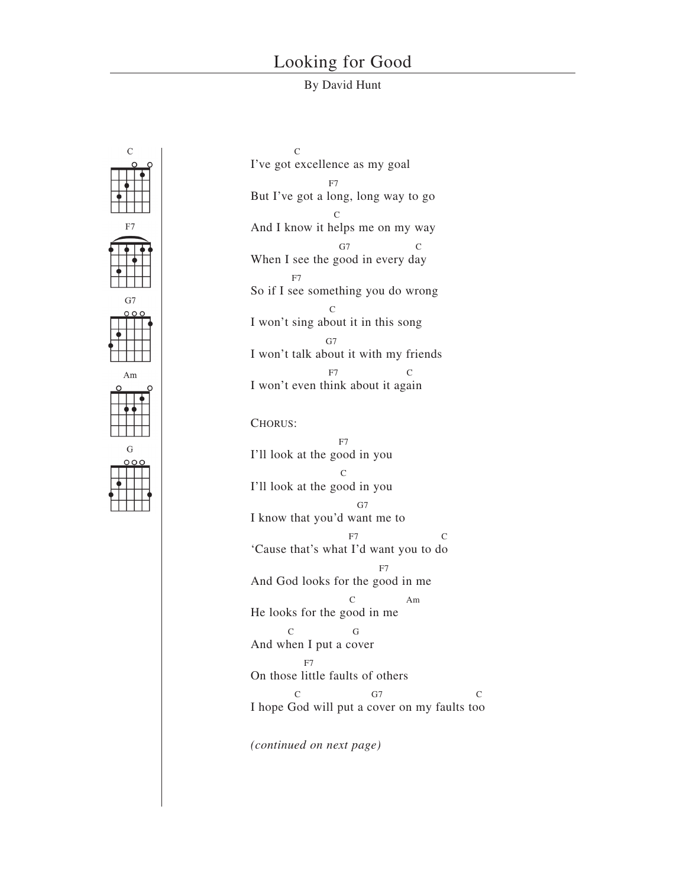# Looking for Good

By David Hunt

C F7 G7 Am G

```
         C
I've got excellence as my goal
                F7
But I've got a long, long way to go
                C
And I know it helps me on my way
                 G7            C
When I see the good in every day
        F7
So if I see something you do wrong
                C
I won't sing about it in this song
               G7
I won't talk about it with my friends
                F7              C
I won't even think about it again
```

CHORUS:

```
                   F7
I'll look at the good in you
                    C
I'll look at the good in you
                         G7
I know that you'd want me to
                   F7                C
'Cause that's what I'd want you to do
                           F7
And God looks for the good in me
                      C           Am
He looks for the good in me
          C               G
And when I put a cover
           F7
On those little faults of others
         C                G7                       C
I hope God will put a cover on my faults too
```

*(continued on next page)*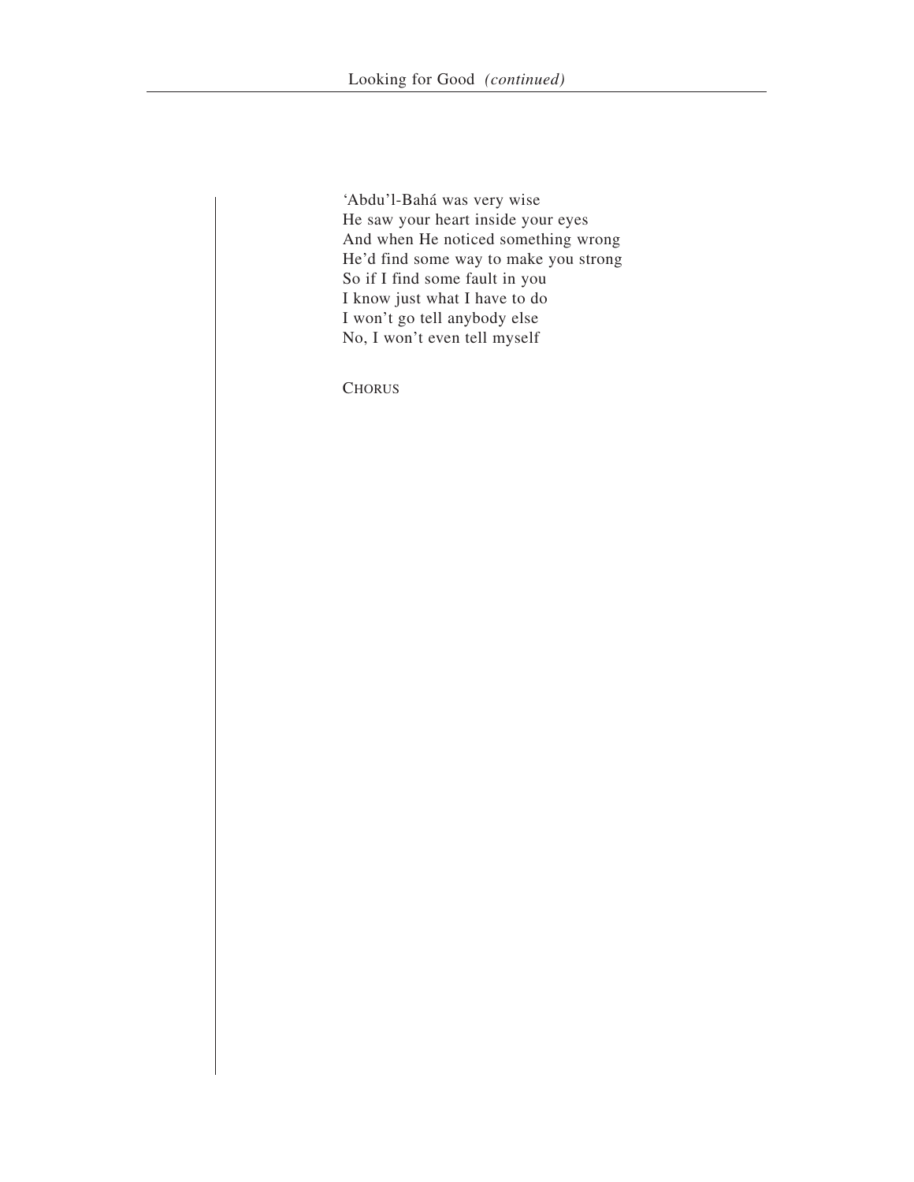‘Abdu’l-Bahá was very wise
He saw your heart inside your eyes
And when He noticed something wrong
He’d find some way to make you strong
So if I find some fault in you
I know just what I have to do
I won’t go tell anybody else
No, I won’t even tell myself

CHORUS